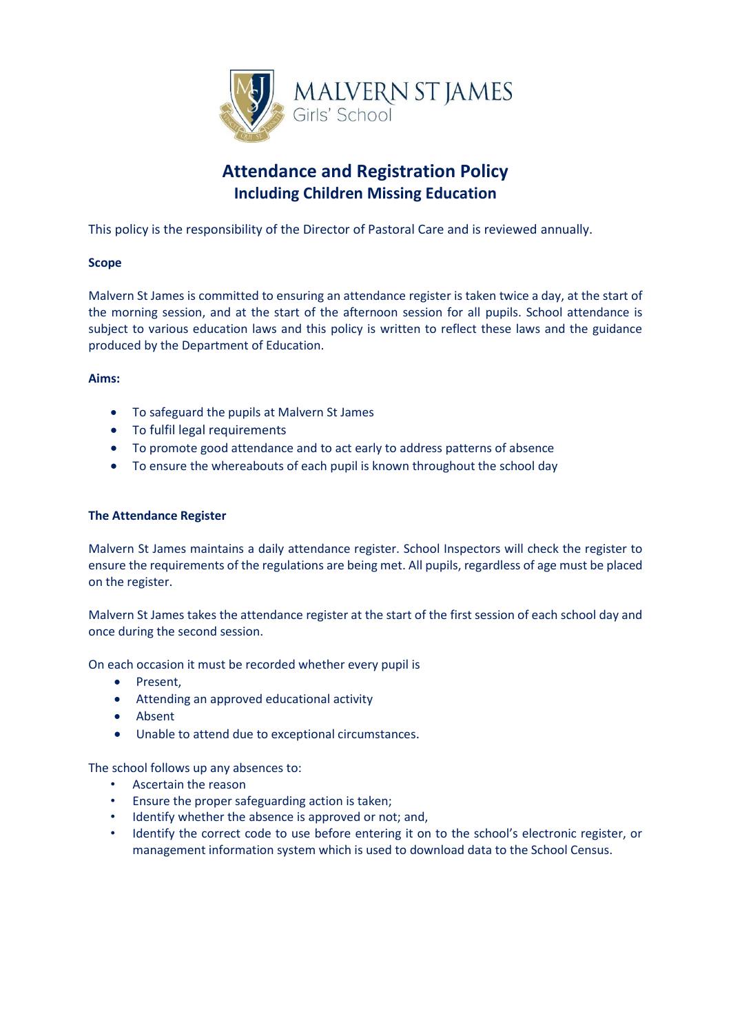MALVERN ST JAMES
Girls' School

# Attendance and Registration Policy
## Including Children Missing Education

This policy is the responsibility of the Director of Pastoral Care and is reviewed annually.

**Scope**

Malvern St James is committed to ensuring an attendance register is taken twice a day, at the start of the morning session, and at the start of the afternoon session for all pupils. School attendance is subject to various education laws and this policy is written to reflect these laws and the guidance produced by the Department of Education.

**Aims:**

- To safeguard the pupils at Malvern St James
- To fulfil legal requirements
- To promote good attendance and to act early to address patterns of absence
- To ensure the whereabouts of each pupil is known throughout the school day

**The Attendance Register**

Malvern St James maintains a daily attendance register. School Inspectors will check the register to ensure the requirements of the regulations are being met. All pupils, regardless of age must be placed on the register.

Malvern St James takes the attendance register at the start of the first session of each school day and once during the second session.

On each occasion it must be recorded whether every pupil is

- Present,
- Attending an approved educational activity
- Absent
- Unable to attend due to exceptional circumstances.

The school follows up any absences to:

- Ascertain the reason
- Ensure the proper safeguarding action is taken;
- Identify whether the absence is approved or not; and,
- Identify the correct code to use before entering it on to the school's electronic register, or management information system which is used to download data to the School Census.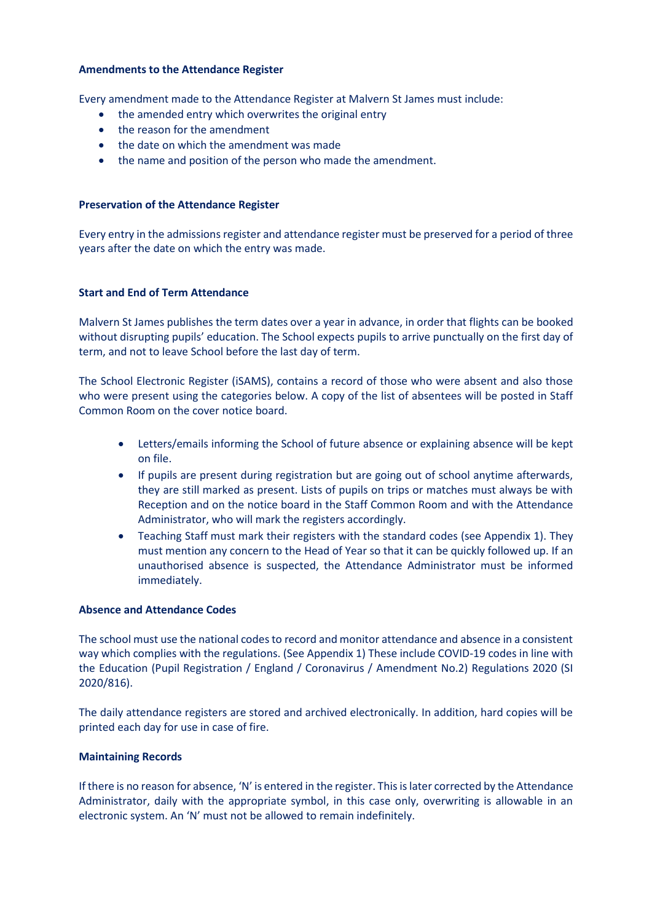**Amendments to the Attendance Register**

Every amendment made to the Attendance Register at Malvern St James must include:

- the amended entry which overwrites the original entry
- the reason for the amendment
- the date on which the amendment was made
- the name and position of the person who made the amendment.

**Preservation of the Attendance Register**

Every entry in the admissions register and attendance register must be preserved for a period of three years after the date on which the entry was made.

**Start and End of Term Attendance**

Malvern St James publishes the term dates over a year in advance, in order that flights can be booked without disrupting pupils' education. The School expects pupils to arrive punctually on the first day of term, and not to leave School before the last day of term.

The School Electronic Register (iSAMS), contains a record of those who were absent and also those who were present using the categories below. A copy of the list of absentees will be posted in Staff Common Room on the cover notice board.

- Letters/emails informing the School of future absence or explaining absence will be kept on file.
- If pupils are present during registration but are going out of school anytime afterwards, they are still marked as present. Lists of pupils on trips or matches must always be with Reception and on the notice board in the Staff Common Room and with the Attendance Administrator, who will mark the registers accordingly.
- Teaching Staff must mark their registers with the standard codes (see Appendix 1). They must mention any concern to the Head of Year so that it can be quickly followed up. If an unauthorised absence is suspected, the Attendance Administrator must be informed immediately.

**Absence and Attendance Codes**

The school must use the national codes to record and monitor attendance and absence in a consistent way which complies with the regulations. (See Appendix 1) These include COVID-19 codes in line with the Education (Pupil Registration / England / Coronavirus / Amendment No.2) Regulations 2020 (SI 2020/816).

The daily attendance registers are stored and archived electronically. In addition, hard copies will be printed each day for use in case of fire.

**Maintaining Records**

If there is no reason for absence, 'N' is entered in the register. This is later corrected by the Attendance Administrator, daily with the appropriate symbol, in this case only, overwriting is allowable in an electronic system. An 'N' must not be allowed to remain indefinitely.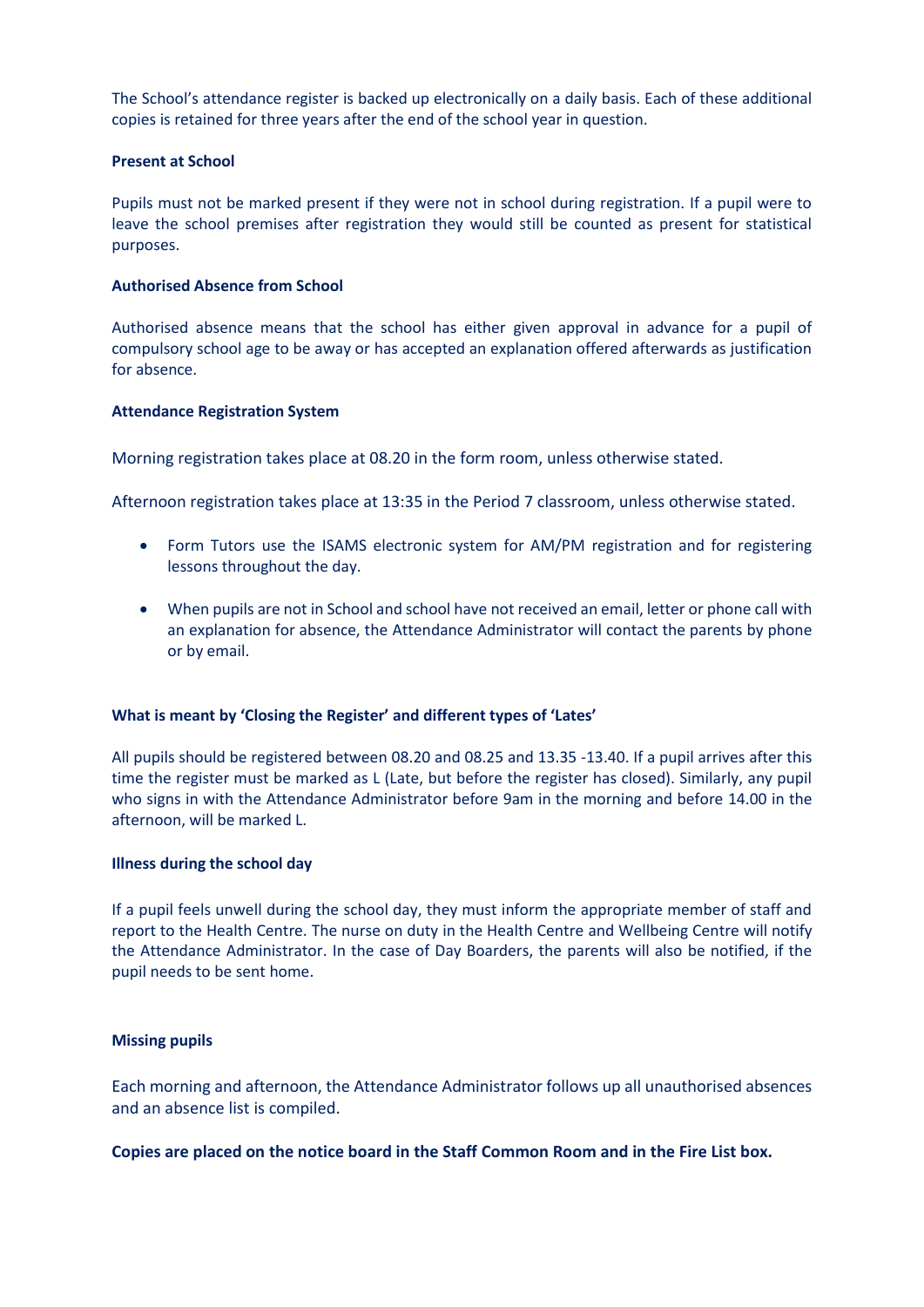The School's attendance register is backed up electronically on a daily basis. Each of these additional copies is retained for three years after the end of the school year in question.

**Present at School**

Pupils must not be marked present if they were not in school during registration. If a pupil were to leave the school premises after registration they would still be counted as present for statistical purposes.

**Authorised Absence from School**

Authorised absence means that the school has either given approval in advance for a pupil of compulsory school age to be away or has accepted an explanation offered afterwards as justification for absence.

**Attendance Registration System**

Morning registration takes place at 08.20 in the form room, unless otherwise stated.

Afternoon registration takes place at 13:35 in the Period 7 classroom, unless otherwise stated.

- Form Tutors use the ISAMS electronic system for AM/PM registration and for registering lessons throughout the day.
- When pupils are not in School and school have not received an email, letter or phone call with an explanation for absence, the Attendance Administrator will contact the parents by phone or by email.

**What is meant by 'Closing the Register' and different types of 'Lates'**

All pupils should be registered between 08.20 and 08.25 and 13.35 -13.40. If a pupil arrives after this time the register must be marked as L (Late, but before the register has closed). Similarly, any pupil who signs in with the Attendance Administrator before 9am in the morning and before 14.00 in the afternoon, will be marked L.

**Illness during the school day**

If a pupil feels unwell during the school day, they must inform the appropriate member of staff and report to the Health Centre. The nurse on duty in the Health Centre and Wellbeing Centre will notify the Attendance Administrator. In the case of Day Boarders, the parents will also be notified, if the pupil needs to be sent home.

**Missing pupils**

Each morning and afternoon, the Attendance Administrator follows up all unauthorised absences and an absence list is compiled.

**Copies are placed on the notice board in the Staff Common Room and in the Fire List box.**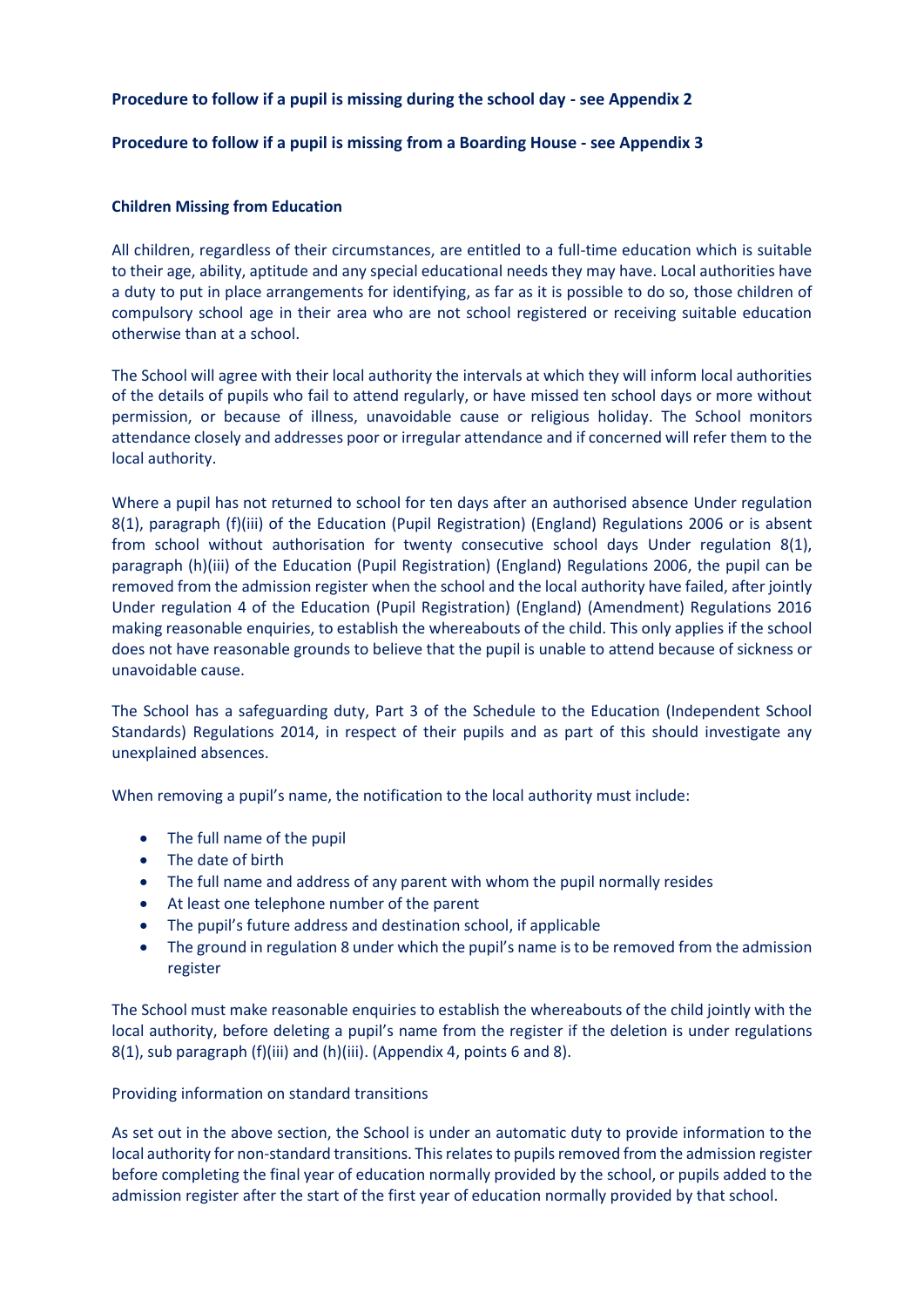**Procedure to follow if a pupil is missing during the school day - see Appendix 2**

**Procedure to follow if a pupil is missing from a Boarding House - see Appendix 3**

**Children Missing from Education**

All children, regardless of their circumstances, are entitled to a full-time education which is suitable to their age, ability, aptitude and any special educational needs they may have. Local authorities have a duty to put in place arrangements for identifying, as far as it is possible to do so, those children of compulsory school age in their area who are not school registered or receiving suitable education otherwise than at a school.

The School will agree with their local authority the intervals at which they will inform local authorities of the details of pupils who fail to attend regularly, or have missed ten school days or more without permission, or because of illness, unavoidable cause or religious holiday. The School monitors attendance closely and addresses poor or irregular attendance and if concerned will refer them to the local authority.

Where a pupil has not returned to school for ten days after an authorised absence Under regulation 8(1), paragraph (f)(iii) of the Education (Pupil Registration) (England) Regulations 2006 or is absent from school without authorisation for twenty consecutive school days Under regulation 8(1), paragraph (h)(iii) of the Education (Pupil Registration) (England) Regulations 2006, the pupil can be removed from the admission register when the school and the local authority have failed, after jointly Under regulation 4 of the Education (Pupil Registration) (England) (Amendment) Regulations 2016 making reasonable enquiries, to establish the whereabouts of the child. This only applies if the school does not have reasonable grounds to believe that the pupil is unable to attend because of sickness or unavoidable cause.

The School has a safeguarding duty, Part 3 of the Schedule to the Education (Independent School Standards) Regulations 2014, in respect of their pupils and as part of this should investigate any unexplained absences.

When removing a pupil's name, the notification to the local authority must include:

- The full name of the pupil
- The date of birth
- The full name and address of any parent with whom the pupil normally resides
- At least one telephone number of the parent
- The pupil's future address and destination school, if applicable
- The ground in regulation 8 under which the pupil's name is to be removed from the admission register

The School must make reasonable enquiries to establish the whereabouts of the child jointly with the local authority, before deleting a pupil's name from the register if the deletion is under regulations 8(1), sub paragraph (f)(iii) and (h)(iii). (Appendix 4, points 6 and 8).

Providing information on standard transitions

As set out in the above section, the School is under an automatic duty to provide information to the local authority for non-standard transitions. This relates to pupils removed from the admission register before completing the final year of education normally provided by the school, or pupils added to the admission register after the start of the first year of education normally provided by that school.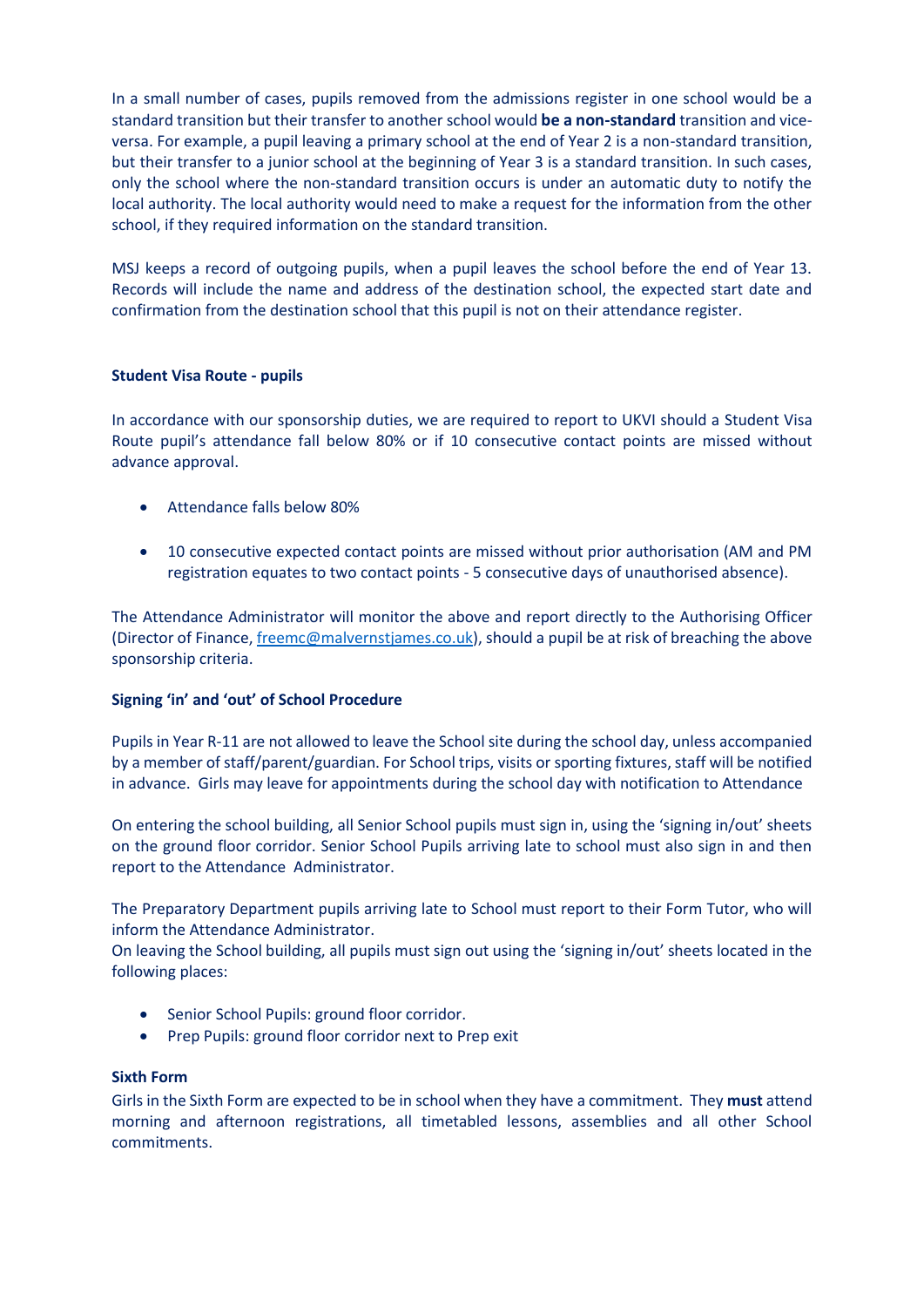In a small number of cases, pupils removed from the admissions register in one school would be a standard transition but their transfer to another school would **be a non-standard** transition and vice-versa. For example, a pupil leaving a primary school at the end of Year 2 is a non-standard transition, but their transfer to a junior school at the beginning of Year 3 is a standard transition. In such cases, only the school where the non-standard transition occurs is under an automatic duty to notify the local authority. The local authority would need to make a request for the information from the other school, if they required information on the standard transition.

MSJ keeps a record of outgoing pupils, when a pupil leaves the school before the end of Year 13. Records will include the name and address of the destination school, the expected start date and confirmation from the destination school that this pupil is not on their attendance register.

**Student Visa Route - pupils**

In accordance with our sponsorship duties, we are required to report to UKVI should a Student Visa Route pupil's attendance fall below 80% or if 10 consecutive contact points are missed without advance approval.

- Attendance falls below 80%
- 10 consecutive expected contact points are missed without prior authorisation (AM and PM registration equates to two contact points - 5 consecutive days of unauthorised absence).

The Attendance Administrator will monitor the above and report directly to the Authorising Officer (Director of Finance, freemc@malvernstjames.co.uk), should a pupil be at risk of breaching the above sponsorship criteria.

**Signing 'in' and 'out' of School Procedure**

Pupils in Year R-11 are not allowed to leave the School site during the school day, unless accompanied by a member of staff/parent/guardian. For School trips, visits or sporting fixtures, staff will be notified in advance. Girls may leave for appointments during the school day with notification to Attendance

On entering the school building, all Senior School pupils must sign in, using the 'signing in/out' sheets on the ground floor corridor. Senior School Pupils arriving late to school must also sign in and then report to the Attendance Administrator.

The Preparatory Department pupils arriving late to School must report to their Form Tutor, who will inform the Attendance Administrator.
On leaving the School building, all pupils must sign out using the 'signing in/out' sheets located in the following places:

- Senior School Pupils: ground floor corridor.
- Prep Pupils: ground floor corridor next to Prep exit

**Sixth Form**

Girls in the Sixth Form are expected to be in school when they have a commitment. They **must** attend morning and afternoon registrations, all timetabled lessons, assemblies and all other School commitments.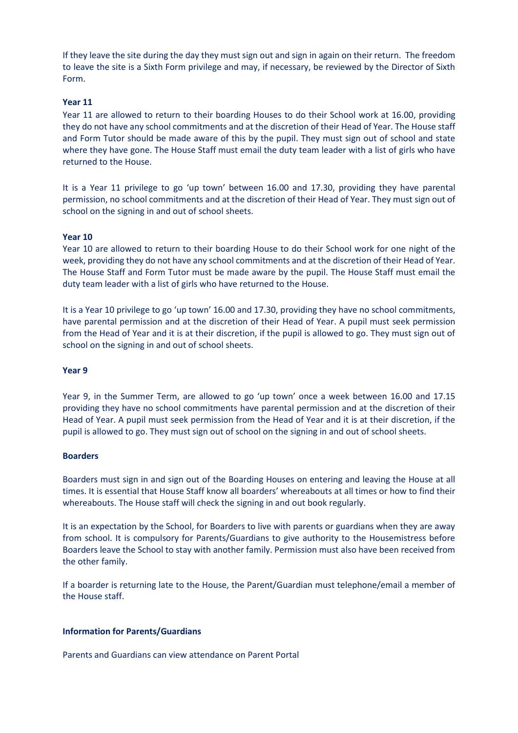If they leave the site during the day they must sign out and sign in again on their return. The freedom to leave the site is a Sixth Form privilege and may, if necessary, be reviewed by the Director of Sixth Form.

**Year 11**

Year 11 are allowed to return to their boarding Houses to do their School work at 16.00, providing they do not have any school commitments and at the discretion of their Head of Year. The House staff and Form Tutor should be made aware of this by the pupil. They must sign out of school and state where they have gone. The House Staff must email the duty team leader with a list of girls who have returned to the House.

It is a Year 11 privilege to go 'up town' between 16.00 and 17.30, providing they have parental permission, no school commitments and at the discretion of their Head of Year. They must sign out of school on the signing in and out of school sheets.

**Year 10**

Year 10 are allowed to return to their boarding House to do their School work for one night of the week, providing they do not have any school commitments and at the discretion of their Head of Year. The House Staff and Form Tutor must be made aware by the pupil. The House Staff must email the duty team leader with a list of girls who have returned to the House.

It is a Year 10 privilege to go 'up town' 16.00 and 17.30, providing they have no school commitments, have parental permission and at the discretion of their Head of Year. A pupil must seek permission from the Head of Year and it is at their discretion, if the pupil is allowed to go. They must sign out of school on the signing in and out of school sheets.

**Year 9**

Year 9, in the Summer Term, are allowed to go 'up town' once a week between 16.00 and 17.15 providing they have no school commitments have parental permission and at the discretion of their Head of Year. A pupil must seek permission from the Head of Year and it is at their discretion, if the pupil is allowed to go. They must sign out of school on the signing in and out of school sheets.

**Boarders**

Boarders must sign in and sign out of the Boarding Houses on entering and leaving the House at all times. It is essential that House Staff know all boarders' whereabouts at all times or how to find their whereabouts. The House staff will check the signing in and out book regularly.

It is an expectation by the School, for Boarders to live with parents or guardians when they are away from school. It is compulsory for Parents/Guardians to give authority to the Housemistress before Boarders leave the School to stay with another family. Permission must also have been received from the other family.

If a boarder is returning late to the House, the Parent/Guardian must telephone/email a member of the House staff.

**Information for Parents/Guardians**

Parents and Guardians can view attendance on Parent Portal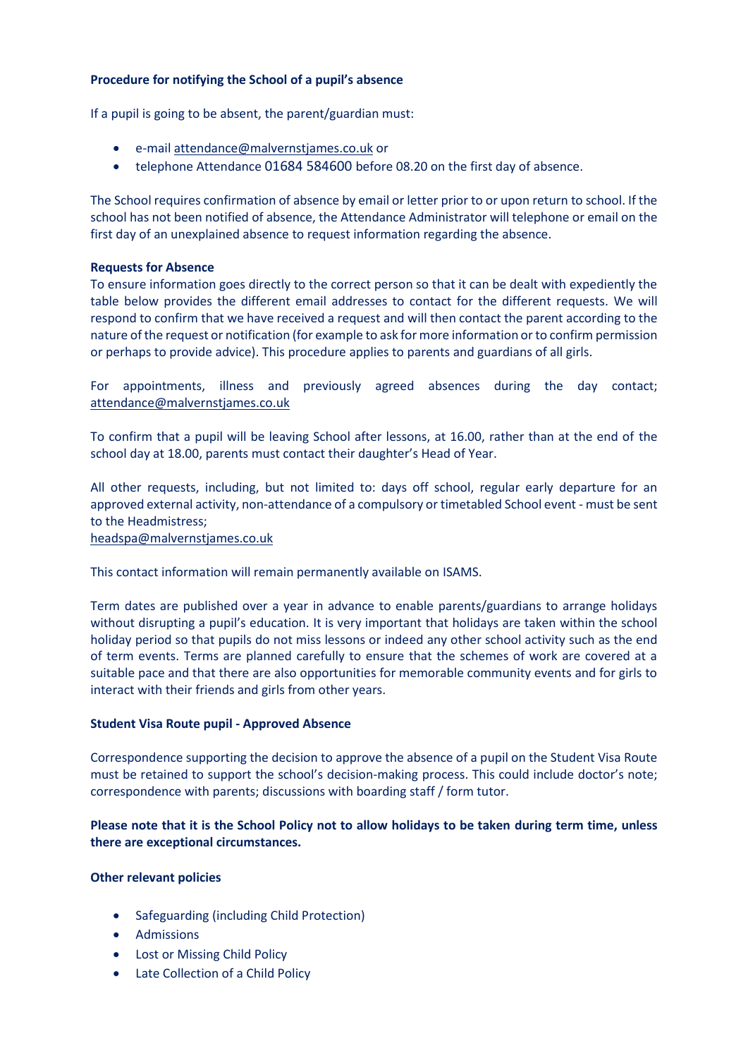**Procedure for notifying the School of a pupil's absence**

If a pupil is going to be absent, the parent/guardian must:

- e-mail attendance@malvernstjames.co.uk or
- telephone Attendance 01684 584600 before 08.20 on the first day of absence.

The School requires confirmation of absence by email or letter prior to or upon return to school. If the school has not been notified of absence, the Attendance Administrator will telephone or email on the first day of an unexplained absence to request information regarding the absence.

**Requests for Absence**

To ensure information goes directly to the correct person so that it can be dealt with expediently the table below provides the different email addresses to contact for the different requests. We will respond to confirm that we have received a request and will then contact the parent according to the nature of the request or notification (for example to ask for more information or to confirm permission or perhaps to provide advice). This procedure applies to parents and guardians of all girls.

For appointments, illness and previously agreed absences during the day contact; attendance@malvernstjames.co.uk

To confirm that a pupil will be leaving School after lessons, at 16.00, rather than at the end of the school day at 18.00, parents must contact their daughter's Head of Year.

All other requests, including, but not limited to: days off school, regular early departure for an approved external activity, non-attendance of a compulsory or timetabled School event - must be sent to the Headmistress;
headspa@malvernstjames.co.uk

This contact information will remain permanently available on ISAMS.

Term dates are published over a year in advance to enable parents/guardians to arrange holidays without disrupting a pupil's education. It is very important that holidays are taken within the school holiday period so that pupils do not miss lessons or indeed any other school activity such as the end of term events. Terms are planned carefully to ensure that the schemes of work are covered at a suitable pace and that there are also opportunities for memorable community events and for girls to interact with their friends and girls from other years.

**Student Visa Route pupil - Approved Absence**

Correspondence supporting the decision to approve the absence of a pupil on the Student Visa Route must be retained to support the school's decision-making process. This could include doctor's note; correspondence with parents; discussions with boarding staff / form tutor.

**Please note that it is the School Policy not to allow holidays to be taken during term time, unless there are exceptional circumstances.**

**Other relevant policies**

- Safeguarding (including Child Protection)
- Admissions
- Lost or Missing Child Policy
- Late Collection of a Child Policy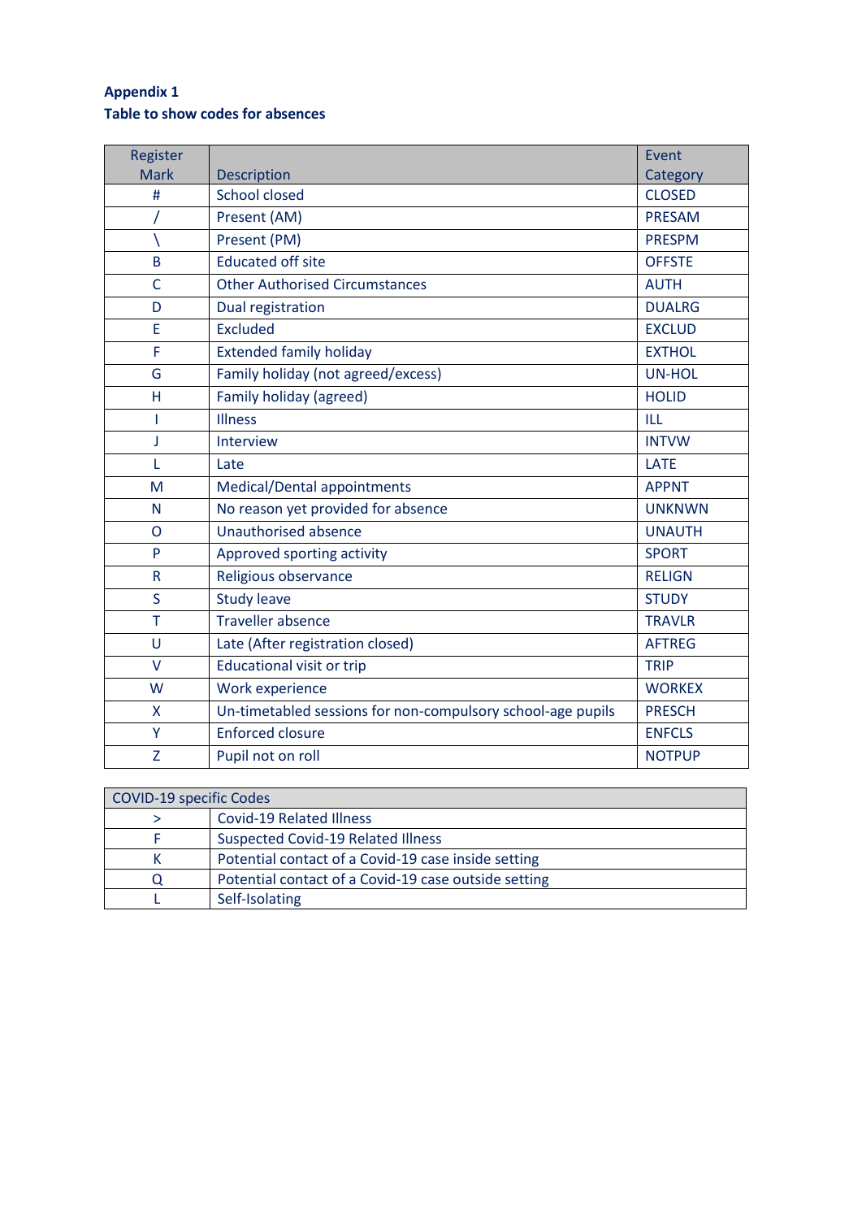**Appendix 1**

**Table to show codes for absences**

| Register Mark | Description | Event Category |
|---|---|---|
| # | School closed | CLOSED |
| / | Present (AM) | PRESAM |
| \ | Present (PM) | PRESPM |
| B | Educated off site | OFFSTE |
| C | Other Authorised Circumstances | AUTH |
| D | Dual registration | DUALRG |
| E | Excluded | EXCLUD |
| F | Extended family holiday | EXTHOL |
| G | Family holiday (not agreed/excess) | UN-HOL |
| H | Family holiday (agreed) | HOLID |
| I | Illness | ILL |
| J | Interview | INTVW |
| L | Late | LATE |
| M | Medical/Dental appointments | APPNT |
| N | No reason yet provided for absence | UNKNWN |
| O | Unauthorised absence | UNAUTH |
| P | Approved sporting activity | SPORT |
| R | Religious observance | RELIGN |
| S | Study leave | STUDY |
| T | Traveller absence | TRAVLR |
| U | Late (After registration closed) | AFTREG |
| V | Educational visit or trip | TRIP |
| W | Work experience | WORKEX |
| X | Un-timetabled sessions for non-compulsory school-age pupils | PRESCH |
| Y | Enforced closure | ENFCLS |
| Z | Pupil not on roll | NOTPUP |

| COVID-19 specific Codes | |
|---|---|
| > | Covid-19 Related Illness |
| F | Suspected Covid-19 Related Illness |
| K | Potential contact of a Covid-19 case inside setting |
| Q | Potential contact of a Covid-19 case outside setting |
| L | Self-Isolating |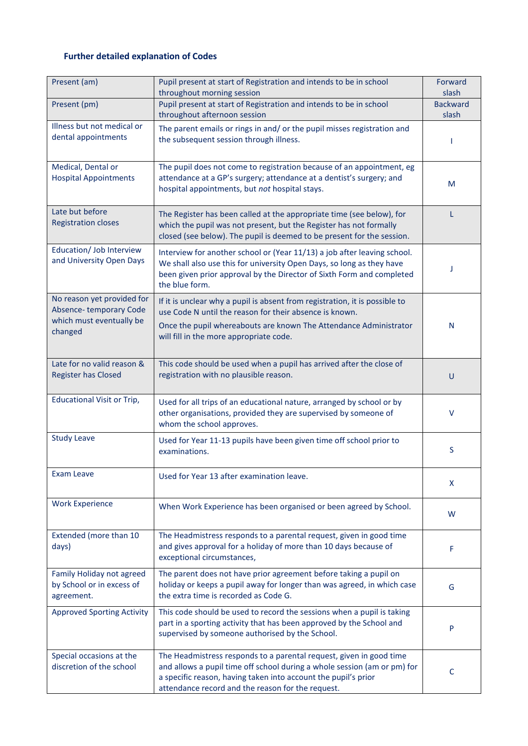### Further detailed explanation of Codes

| | | |
|---|---|---|
| Present (am) | Pupil present at start of Registration and intends to be in school throughout morning session | Forward slash |
| Present (pm) | Pupil present at start of Registration and intends to be in school throughout afternoon session | Backward slash |
| Illness but not medical or dental appointments | The parent emails or rings in and/ or the pupil misses registration and the subsequent session through illness. | I |
| Medical, Dental or Hospital Appointments | The pupil does not come to registration because of an appointment, eg attendance at a GP's surgery; attendance at a dentist's surgery; and hospital appointments, but *not* hospital stays. | M |
| Late but before Registration closes | The Register has been called at the appropriate time (see below), for which the pupil was not present, but the Register has not formally closed (see below). The pupil is deemed to be present for the session. | L |
| Education/ Job Interview and University Open Days | Interview for another school or (Year 11/13) a job after leaving school. We shall also use this for university Open Days, so long as they have been given prior approval by the Director of Sixth Form and completed the blue form. | J |
| No reason yet provided for Absence- temporary Code which must eventually be changed | If it is unclear why a pupil is absent from registration, it is possible to use Code N until the reason for their absence is known.<br>Once the pupil whereabouts are known The Attendance Administrator will fill in the more appropriate code. | N |
| Late for no valid reason & Register has Closed | This code should be used when a pupil has arrived after the close of registration with no plausible reason. | U |
| Educational Visit or Trip, | Used for all trips of an educational nature, arranged by school or by other organisations, provided they are supervised by someone of whom the school approves. | V |
| Study Leave | Used for Year 11-13 pupils have been given time off school prior to examinations. | S |
| Exam Leave | Used for Year 13 after examination leave. | X |
| Work Experience | When Work Experience has been organised or been agreed by School. | W |
| Extended (more than 10 days) | The Headmistress responds to a parental request, given in good time and gives approval for a holiday of more than 10 days because of exceptional circumstances, | F |
| Family Holiday not agreed by School or in excess of agreement. | The parent does not have prior agreement before taking a pupil on holiday or keeps a pupil away for longer than was agreed, in which case the extra time is recorded as Code G. | G |
| Approved Sporting Activity | This code should be used to record the sessions when a pupil is taking part in a sporting activity that has been approved by the School and supervised by someone authorised by the School. | P |
| Special occasions at the discretion of the school | The Headmistress responds to a parental request, given in good time and allows a pupil time off school during a whole session (am or pm) for a specific reason, having taken into account the pupil's prior attendance record and the reason for the request. | C |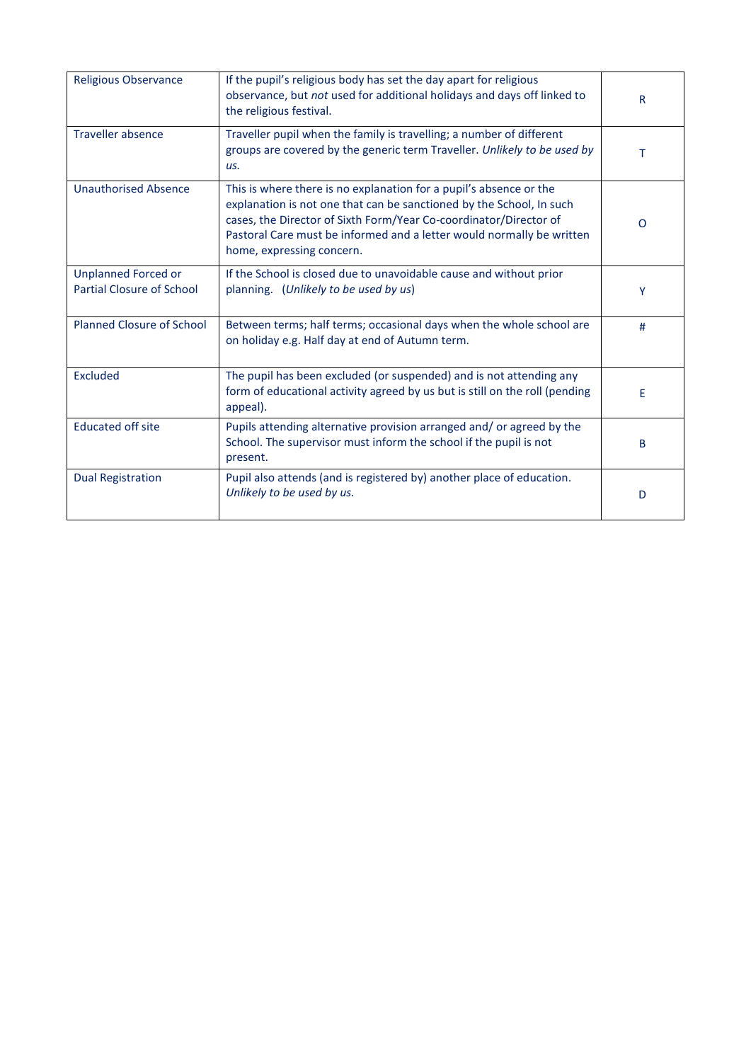| Religious Observance | If the pupil's religious body has set the day apart for religious observance, but *not* used for additional holidays and days off linked to the religious festival. | R |
|---|---|---|
| Traveller absence | Traveller pupil when the family is travelling; a number of different groups are covered by the generic term Traveller. *Unlikely to be used by us.* | T |
| Unauthorised Absence | This is where there is no explanation for a pupil's absence or the explanation is not one that can be sanctioned by the School, In such cases, the Director of Sixth Form/Year Co-coordinator/Director of Pastoral Care must be informed and a letter would normally be written home, expressing concern. | O |
| Unplanned Forced or Partial Closure of School | If the School is closed due to unavoidable cause and without prior planning. (*Unlikely to be used by us*) | Y |
| Planned Closure of School | Between terms; half terms; occasional days when the whole school are on holiday e.g. Half day at end of Autumn term. | # |
| Excluded | The pupil has been excluded (or suspended) and is not attending any form of educational activity agreed by us but is still on the roll (pending appeal). | E |
| Educated off site | Pupils attending alternative provision arranged and/ or agreed by the School. The supervisor must inform the school if the pupil is not present. | B |
| Dual Registration | Pupil also attends (and is registered by) another place of education. *Unlikely to be used by us.* | D |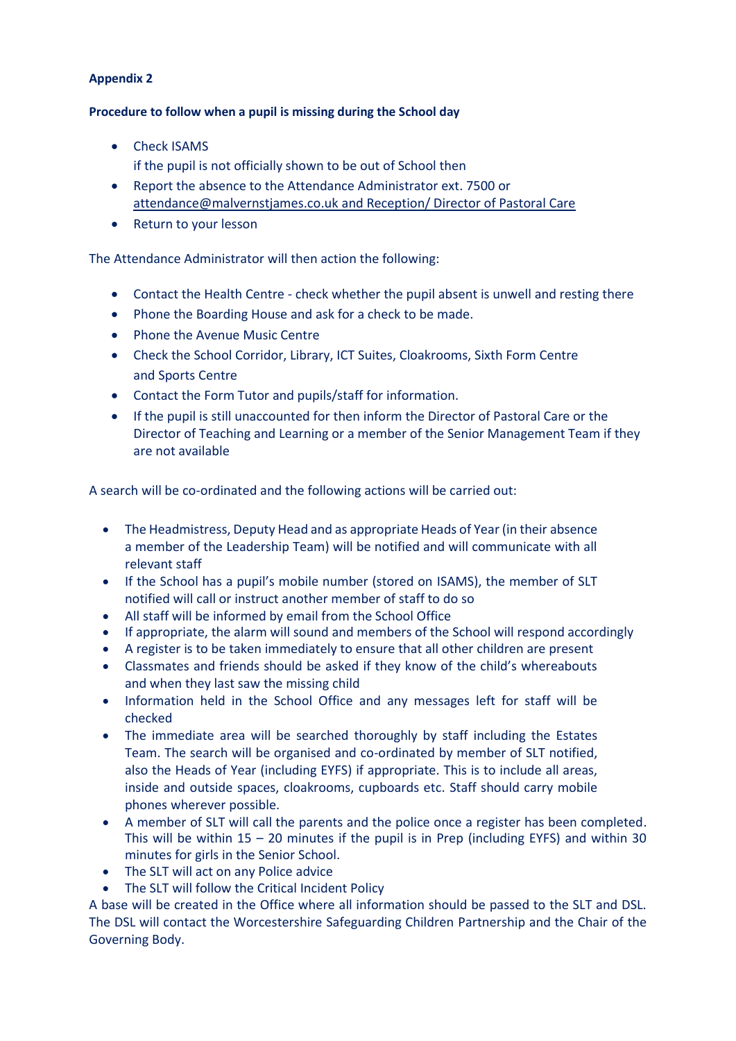**Appendix 2**

**Procedure to follow when a pupil is missing during the School day**

- Check ISAMS
  if the pupil is not officially shown to be out of School then
- Report the absence to the Attendance Administrator ext. 7500 or attendance@malvernstjames.co.uk and Reception/ Director of Pastoral Care
- Return to your lesson

The Attendance Administrator will then action the following:

- Contact the Health Centre - check whether the pupil absent is unwell and resting there
- Phone the Boarding House and ask for a check to be made.
- Phone the Avenue Music Centre
- Check the School Corridor, Library, ICT Suites, Cloakrooms, Sixth Form Centre and Sports Centre
- Contact the Form Tutor and pupils/staff for information.
- If the pupil is still unaccounted for then inform the Director of Pastoral Care or the Director of Teaching and Learning or a member of the Senior Management Team if they are not available

A search will be co-ordinated and the following actions will be carried out:

- The Headmistress, Deputy Head and as appropriate Heads of Year (in their absence a member of the Leadership Team) will be notified and will communicate with all relevant staff
- If the School has a pupil's mobile number (stored on ISAMS), the member of SLT notified will call or instruct another member of staff to do so
- All staff will be informed by email from the School Office
- If appropriate, the alarm will sound and members of the School will respond accordingly
- A register is to be taken immediately to ensure that all other children are present
- Classmates and friends should be asked if they know of the child's whereabouts and when they last saw the missing child
- Information held in the School Office and any messages left for staff will be checked
- The immediate area will be searched thoroughly by staff including the Estates Team. The search will be organised and co-ordinated by member of SLT notified, also the Heads of Year (including EYFS) if appropriate. This is to include all areas, inside and outside spaces, cloakrooms, cupboards etc. Staff should carry mobile phones wherever possible.
- A member of SLT will call the parents and the police once a register has been completed. This will be within 15 – 20 minutes if the pupil is in Prep (including EYFS) and within 30 minutes for girls in the Senior School.
- The SLT will act on any Police advice
- The SLT will follow the Critical Incident Policy

A base will be created in the Office where all information should be passed to the SLT and DSL. The DSL will contact the Worcestershire Safeguarding Children Partnership and the Chair of the Governing Body.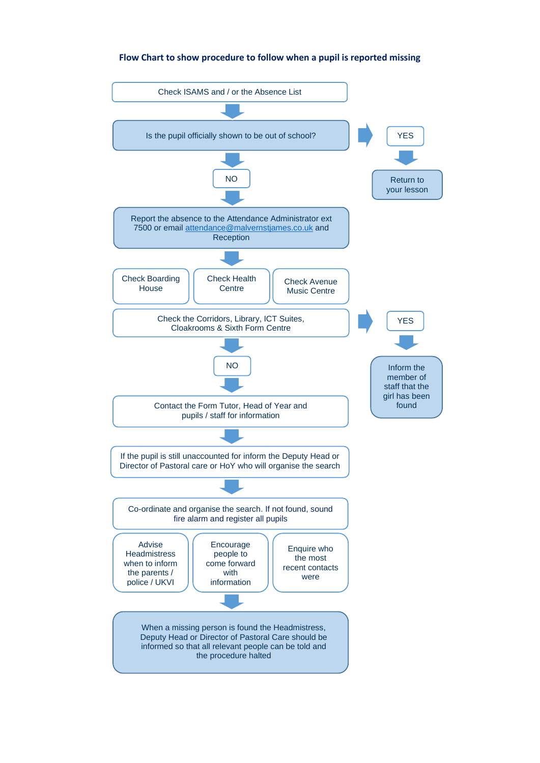## Flow Chart to show procedure to follow when a pupil is reported missing

Check ISAMS and / or the Absence List

↓

Is the pupil officially shown to be out of school?

→ YES → Return to your lesson

↓

NO

↓

Report the absence to the Attendance Administrator ext 7500 or email attendance@malvernstjames.co.uk and Reception

↓

Check Boarding House

Check Health Centre

Check Avenue Music Centre

Check the Corridors, Library, ICT Suites, Cloakrooms & Sixth Form Centre

→ YES → Inform the member of staff that the girl has been found

↓

NO

↓

Contact the Form Tutor, Head of Year and pupils / staff for information

↓

If the pupil is still unaccounted for inform the Deputy Head or Director of Pastoral care or HoY who will organise the search

↓

Co-ordinate and organise the search. If not found, sound fire alarm and register all pupils

Advise Headmistress when to inform the parents / police / UKVI

Encourage people to come forward with information

Enquire who the most recent contacts were

↓

When a missing person is found the Headmistress, Deputy Head or Director of Pastoral Care should be informed so that all relevant people can be told and the procedure halted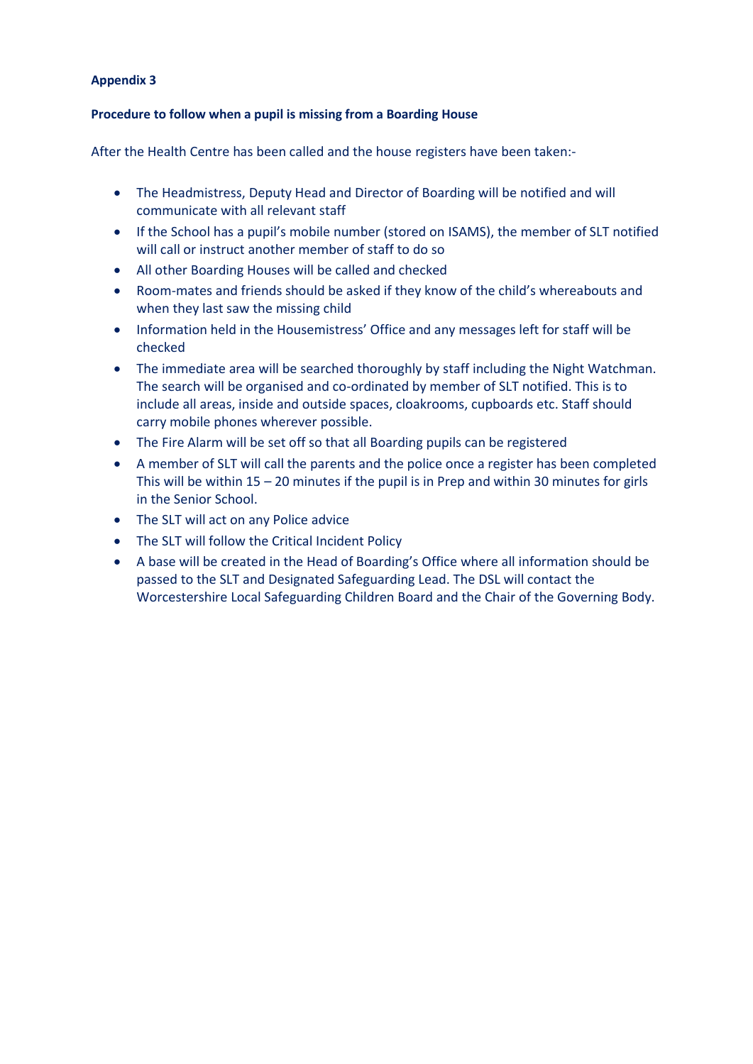**Appendix 3**

**Procedure to follow when a pupil is missing from a Boarding House**

After the Health Centre has been called and the house registers have been taken:-

- The Headmistress, Deputy Head and Director of Boarding will be notified and will communicate with all relevant staff
- If the School has a pupil's mobile number (stored on ISAMS), the member of SLT notified will call or instruct another member of staff to do so
- All other Boarding Houses will be called and checked
- Room-mates and friends should be asked if they know of the child's whereabouts and when they last saw the missing child
- Information held in the Housemistress' Office and any messages left for staff will be checked
- The immediate area will be searched thoroughly by staff including the Night Watchman. The search will be organised and co-ordinated by member of SLT notified. This is to include all areas, inside and outside spaces, cloakrooms, cupboards etc. Staff should carry mobile phones wherever possible.
- The Fire Alarm will be set off so that all Boarding pupils can be registered
- A member of SLT will call the parents and the police once a register has been completed This will be within 15 – 20 minutes if the pupil is in Prep and within 30 minutes for girls in the Senior School.
- The SLT will act on any Police advice
- The SLT will follow the Critical Incident Policy
- A base will be created in the Head of Boarding's Office where all information should be passed to the SLT and Designated Safeguarding Lead. The DSL will contact the Worcestershire Local Safeguarding Children Board and the Chair of the Governing Body.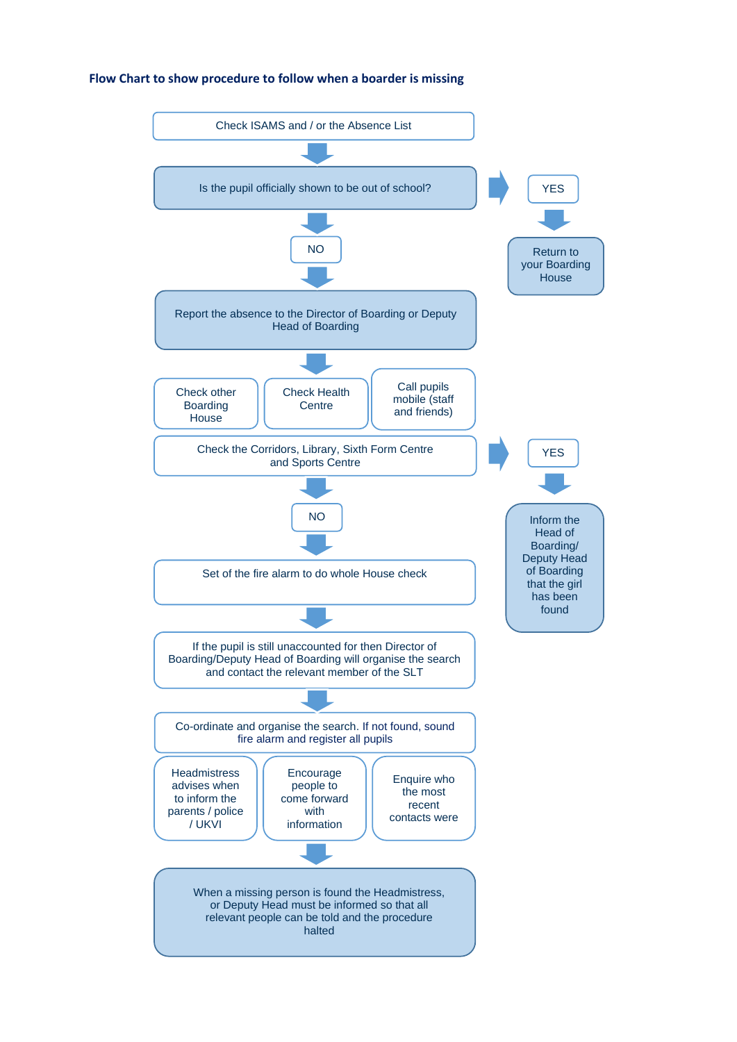**Flow Chart to show procedure to follow when a boarder is missing**

Check ISAMS and / or the Absence List

↓

Is the pupil officially shown to be out of school? → YES → Return to your Boarding House

↓

NO

↓

Report the absence to the Director of Boarding or Deputy Head of Boarding

↓

- Check other Boarding House
- Check Health Centre
- Call pupils mobile (staff and friends)

Check the Corridors, Library, Sixth Form Centre and Sports Centre → YES → Inform the Head of Boarding/ Deputy Head of Boarding that the girl has been found

↓

NO

↓

Set of the fire alarm to do whole House check

↓

If the pupil is still unaccounted for then Director of Boarding/Deputy Head of Boarding will organise the search and contact the relevant member of the SLT

↓

Co-ordinate and organise the search. If not found, sound fire alarm and register all pupils

- Headmistress advises when to inform the parents / police / UKVI
- Encourage people to come forward with information
- Enquire who the most recent contacts were

↓

When a missing person is found the Headmistress, or Deputy Head must be informed so that all relevant people can be told and the procedure halted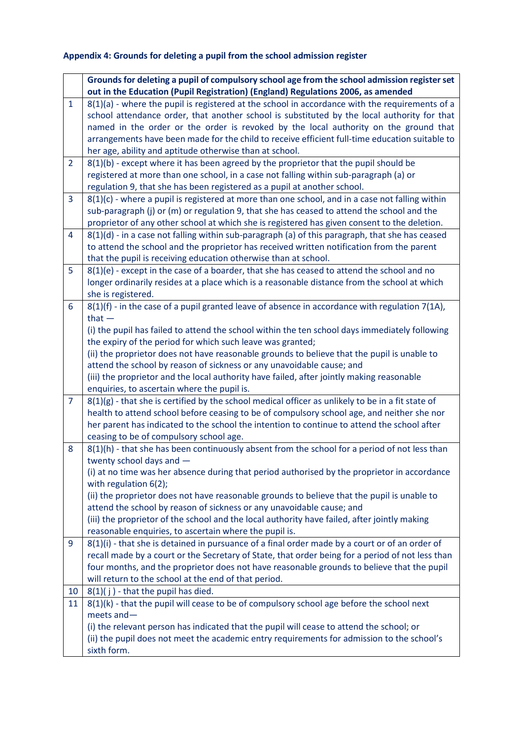**Appendix 4: Grounds for deleting a pupil from the school admission register**

| | Grounds for deleting a pupil of compulsory school age from the school admission register set out in the Education (Pupil Registration) (England) Regulations 2006, as amended |
|---|---|
| 1 | 8(1)(a) - where the pupil is registered at the school in accordance with the requirements of a school attendance order, that another school is substituted by the local authority for that named in the order or the order is revoked by the local authority on the ground that arrangements have been made for the child to receive efficient full-time education suitable to her age, ability and aptitude otherwise than at school. |
| 2 | 8(1)(b) - except where it has been agreed by the proprietor that the pupil should be registered at more than one school, in a case not falling within sub-paragraph (a) or regulation 9, that she has been registered as a pupil at another school. |
| 3 | 8(1)(c) - where a pupil is registered at more than one school, and in a case not falling within sub-paragraph (j) or (m) or regulation 9, that she has ceased to attend the school and the proprietor of any other school at which she is registered has given consent to the deletion. |
| 4 | 8(1)(d) - in a case not falling within sub-paragraph (a) of this paragraph, that she has ceased to attend the school and the proprietor has received written notification from the parent that the pupil is receiving education otherwise than at school. |
| 5 | 8(1)(e) - except in the case of a boarder, that she has ceased to attend the school and no longer ordinarily resides at a place which is a reasonable distance from the school at which she is registered. |
| 6 | 8(1)(f) - in the case of a pupil granted leave of absence in accordance with regulation 7(1A), that —<br>(i) the pupil has failed to attend the school within the ten school days immediately following the expiry of the period for which such leave was granted;<br>(ii) the proprietor does not have reasonable grounds to believe that the pupil is unable to attend the school by reason of sickness or any unavoidable cause; and<br>(iii) the proprietor and the local authority have failed, after jointly making reasonable enquiries, to ascertain where the pupil is. |
| 7 | 8(1)(g) - that she is certified by the school medical officer as unlikely to be in a fit state of health to attend school before ceasing to be of compulsory school age, and neither she nor her parent has indicated to the school the intention to continue to attend the school after ceasing to be of compulsory school age. |
| 8 | 8(1)(h) - that she has been continuously absent from the school for a period of not less than twenty school days and —<br>(i) at no time was her absence during that period authorised by the proprietor in accordance with regulation 6(2);<br>(ii) the proprietor does not have reasonable grounds to believe that the pupil is unable to attend the school by reason of sickness or any unavoidable cause; and<br>(iii) the proprietor of the school and the local authority have failed, after jointly making reasonable enquiries, to ascertain where the pupil is. |
| 9 | 8(1)(i) - that she is detained in pursuance of a final order made by a court or of an order of recall made by a court or the Secretary of State, that order being for a period of not less than four months, and the proprietor does not have reasonable grounds to believe that the pupil will return to the school at the end of that period. |
| 10 | 8(1)( j ) - that the pupil has died. |
| 11 | 8(1)(k) - that the pupil will cease to be of compulsory school age before the school next meets and—<br>(i) the relevant person has indicated that the pupil will cease to attend the school; or<br>(ii) the pupil does not meet the academic entry requirements for admission to the school's sixth form. |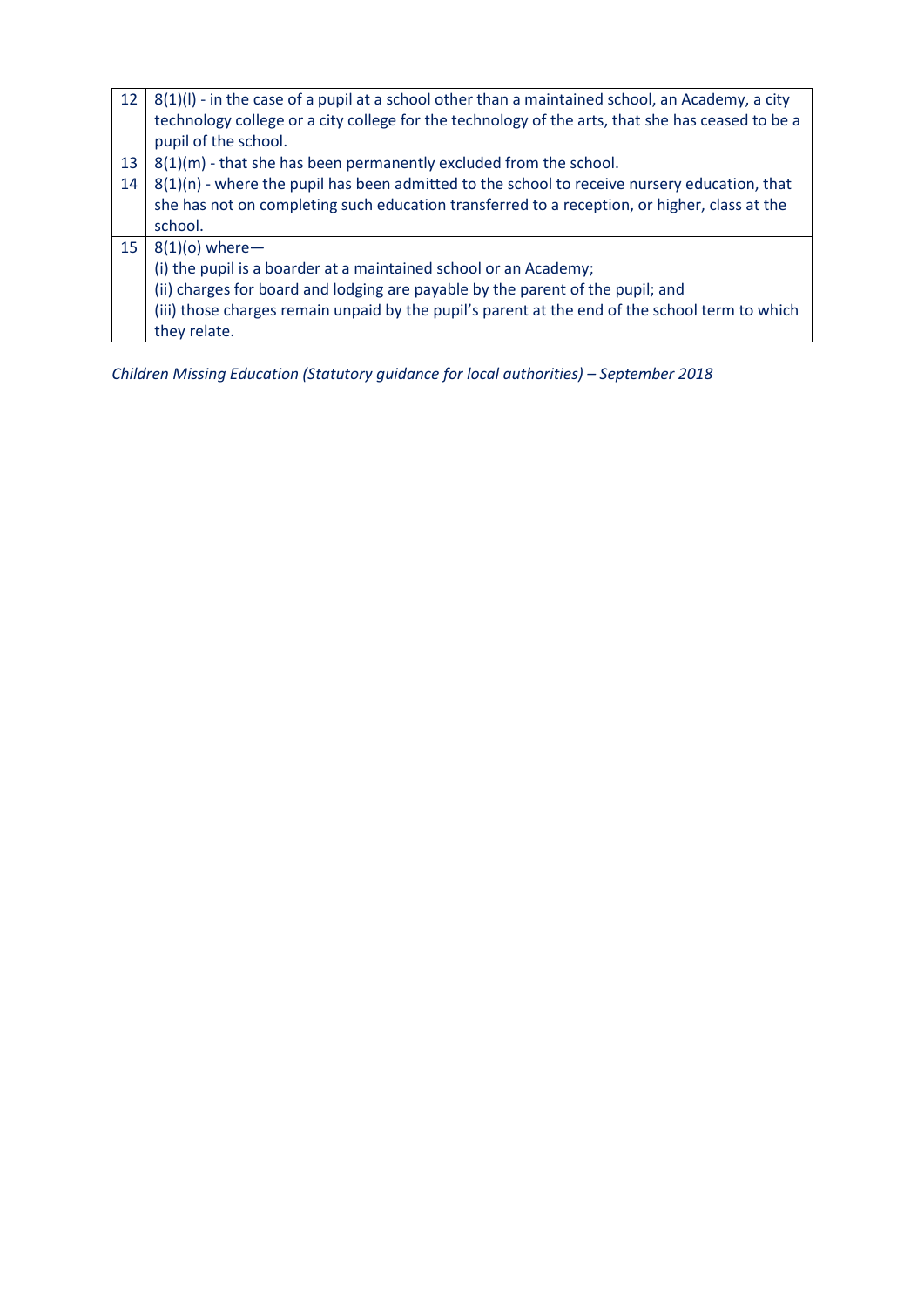| | |
|---|---|
| 12 | 8(1)(l) - in the case of a pupil at a school other than a maintained school, an Academy, a city technology college or a city college for the technology of the arts, that she has ceased to be a pupil of the school. |
| 13 | 8(1)(m) - that she has been permanently excluded from the school. |
| 14 | 8(1)(n) - where the pupil has been admitted to the school to receive nursery education, that she has not on completing such education transferred to a reception, or higher, class at the school. |
| 15 | 8(1)(o) where—<br>(i) the pupil is a boarder at a maintained school or an Academy;<br>(ii) charges for board and lodging are payable by the parent of the pupil; and<br>(iii) those charges remain unpaid by the pupil's parent at the end of the school term to which they relate. |

*Children Missing Education (Statutory guidance for local authorities) – September 2018*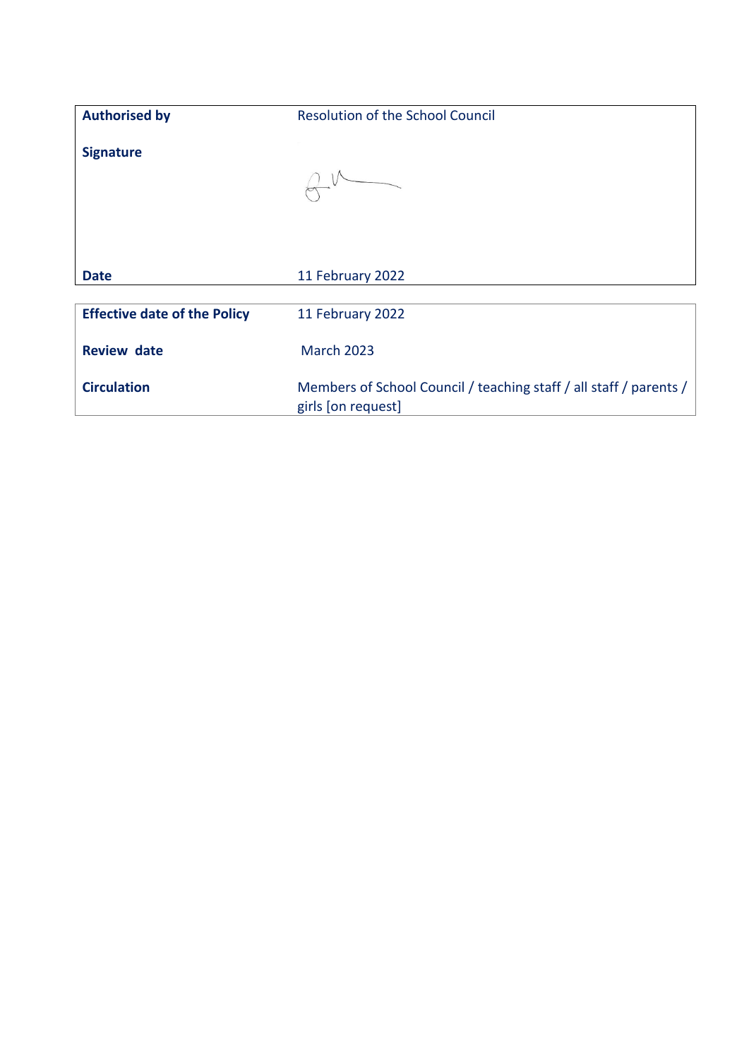| | |
|---|---|
| **Authorised by** | Resolution of the School Council |
| **Signature** | |
| **Date** | 11 February 2022 |

| | |
|---|---|
| **Effective date of the Policy** | 11 February 2022 |
| **Review date** | March 2023 |
| **Circulation** | Members of School Council / teaching staff / all staff / parents / girls [on request] |